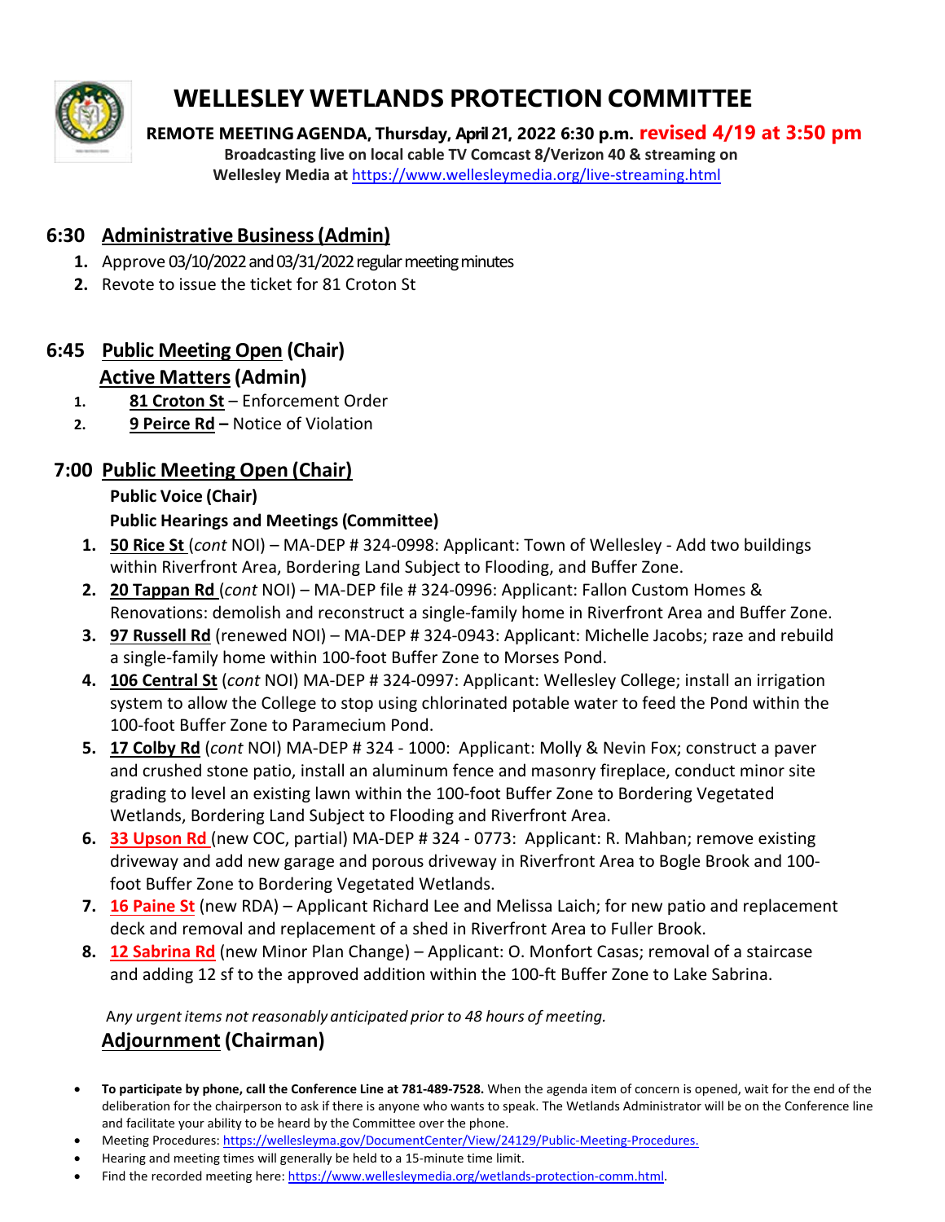# WELLESLEY WETLANDS PROTECTION COMMITTEE

**REMOTE MEETING AGENDA, Thursday, April 21, 2022 6:30 p.m. revised 4/19 at 3:50 pm**

**Broadcasting live on local cable TV Comcast 8/Verizon 40 & streaming on Wellesley Media at https://www.wellesleymedia.org/live-streaming.html**

## 6:30 Administrative Business (Admin)

1. Approve 03/10/2022 and 03/31/2022 regular meeting minutes
2. Revote to issue the ticket for 81 Croton St

## 6:45 Public Meeting Open (Chair)

### Active Matters (Admin)

1. **81 Croton St** – Enforcement Order
2. **9 Peirce Rd –** Notice of Violation

## 7:00 Public Meeting Open (Chair)

**Public Voice (Chair)**

**Public Hearings and Meetings (Committee)**

1. **50 Rice St** (*cont* NOI) – MA-DEP # 324-0998: Applicant: Town of Wellesley - Add two buildings within Riverfront Area, Bordering Land Subject to Flooding, and Buffer Zone.
2. **20 Tappan Rd** (*cont* NOI) – MA-DEP file # 324-0996: Applicant: Fallon Custom Homes & Renovations: demolish and reconstruct a single-family home in Riverfront Area and Buffer Zone.
3. **97 Russell Rd** (renewed NOI) – MA-DEP # 324-0943: Applicant: Michelle Jacobs; raze and rebuild a single-family home within 100-foot Buffer Zone to Morses Pond.
4. **106 Central St** (*cont* NOI) MA-DEP # 324-0997: Applicant: Wellesley College; install an irrigation system to allow the College to stop using chlorinated potable water to feed the Pond within the 100-foot Buffer Zone to Paramecium Pond.
5. **17 Colby Rd** (*cont* NOI) MA-DEP # 324 - 1000: Applicant: Molly & Nevin Fox; construct a paver and crushed stone patio, install an aluminum fence and masonry fireplace, conduct minor site grading to level an existing lawn within the 100-foot Buffer Zone to Bordering Vegetated Wetlands, Bordering Land Subject to Flooding and Riverfront Area.
6. **33 Upson Rd** (new COC, partial) MA-DEP # 324 - 0773: Applicant: R. Mahban; remove existing driveway and add new garage and porous driveway in Riverfront Area to Bogle Brook and 100-foot Buffer Zone to Bordering Vegetated Wetlands.
7. **16 Paine St** (new RDA) – Applicant Richard Lee and Melissa Laich; for new patio and replacement deck and removal and replacement of a shed in Riverfront Area to Fuller Brook.
8. **12 Sabrina Rd** (new Minor Plan Change) – Applicant: O. Monfort Casas; removal of a staircase and adding 12 sf to the approved addition within the 100-ft Buffer Zone to Lake Sabrina.

A*ny urgent items not reasonably anticipated prior to 48 hours of meeting.*

## Adjournment (Chairman)

- **To participate by phone, call the Conference Line at 781-489-7528.** When the agenda item of concern is opened, wait for the end of the deliberation for the chairperson to ask if there is anyone who wants to speak. The Wetlands Administrator will be on the Conference line and facilitate your ability to be heard by the Committee over the phone.
- Meeting Procedures: https://wellesleyma.gov/DocumentCenter/View/24129/Public-Meeting-Procedures.
- Hearing and meeting times will generally be held to a 15-minute time limit.
- Find the recorded meeting here: https://www.wellesleymedia.org/wetlands-protection-comm.html.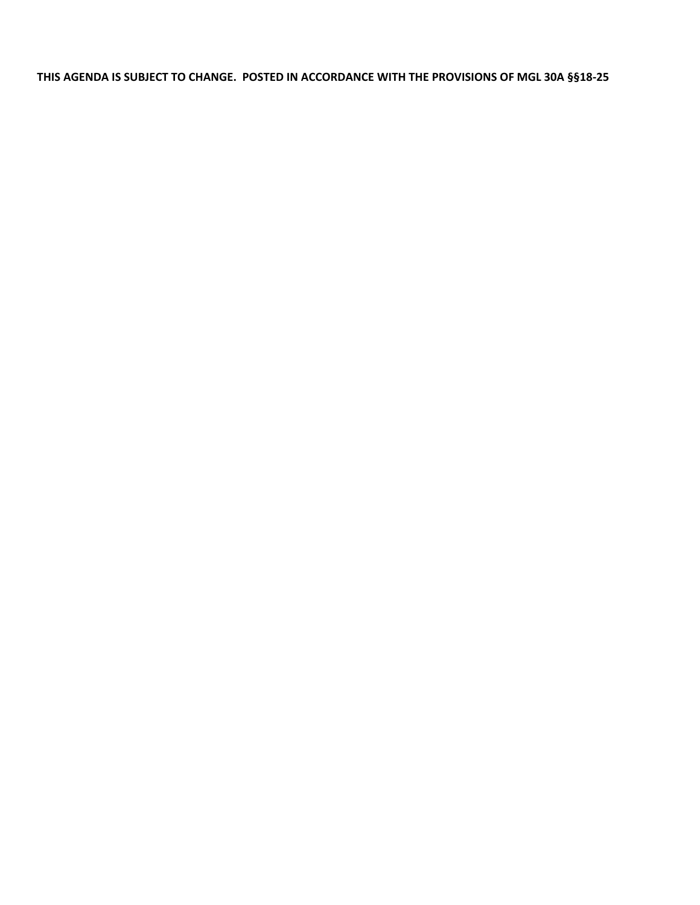**THIS AGENDA IS SUBJECT TO CHANGE. POSTED IN ACCORDANCE WITH THE PROVISIONS OF MGL 30A §§18-25**